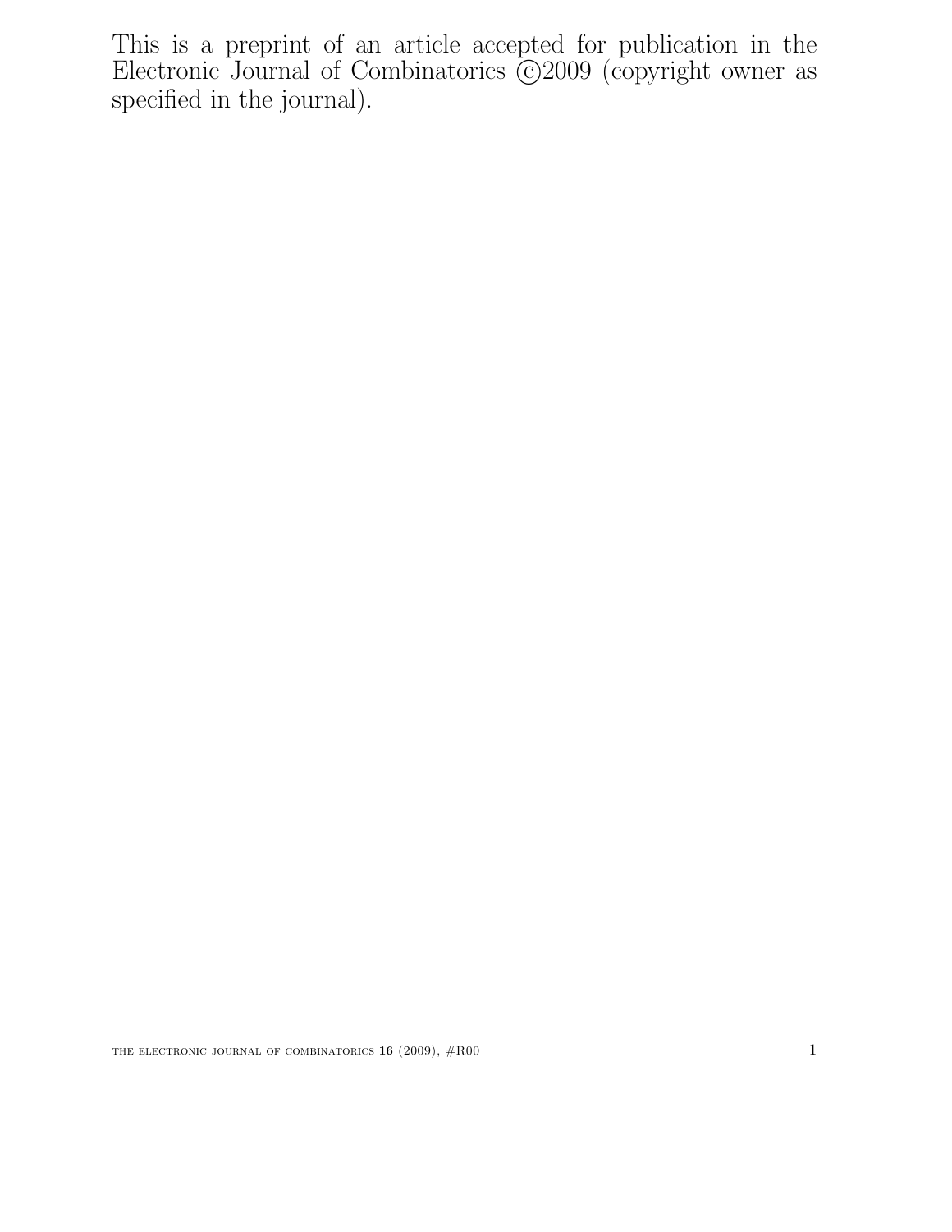This is a preprint of an article accepted for publication in the Electronic Journal of Combinatorics ©2009 (copyright owner as specified in the journal).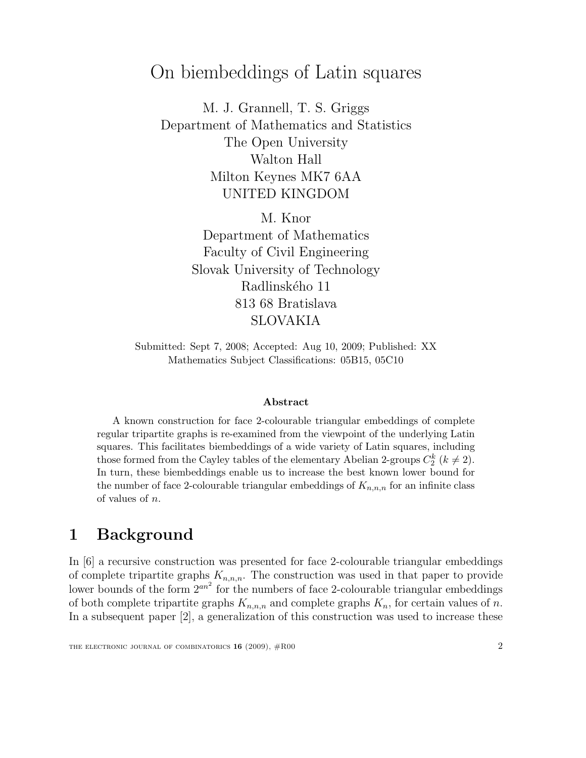# On biembeddings of Latin squares

M. J. Grannell, T. S. Griggs
Department of Mathematics and Statistics
The Open University
Walton Hall
Milton Keynes MK7 6AA
UNITED KINGDOM

M. Knor
Department of Mathematics
Faculty of Civil Engineering
Slovak University of Technology
Radlinského 11
813 68 Bratislava
SLOVAKIA

Submitted: Sept 7, 2008; Accepted: Aug 10, 2009; Published: XX
Mathematics Subject Classifications: 05B15, 05C10

**Abstract**

A known construction for face 2-colourable triangular embeddings of complete regular tripartite graphs is re-examined from the viewpoint of the underlying Latin squares. This facilitates biembeddings of a wide variety of Latin squares, including those formed from the Cayley tables of the elementary Abelian 2-groups $C_2^k$ ($k \neq 2$). In turn, these biembeddings enable us to increase the best known lower bound for the number of face 2-colourable triangular embeddings of $K_{n,n,n}$ for an infinite class of values of $n$.

## 1 Background

In [6] a recursive construction was presented for face 2-colourable triangular embeddings of complete tripartite graphs $K_{n,n,n}$. The construction was used in that paper to provide lower bounds of the form $2^{an^2}$ for the numbers of face 2-colourable triangular embeddings of both complete tripartite graphs $K_{n,n,n}$ and complete graphs $K_n$, for certain values of $n$. In a subsequent paper [2], a generalization of this construction was used to increase these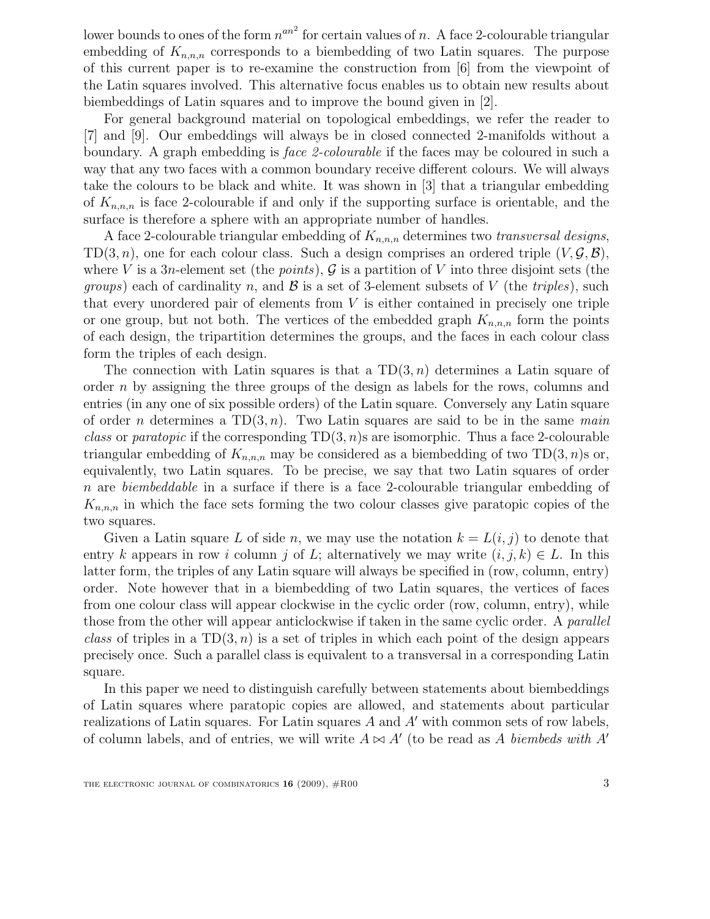lower bounds to ones of the form $n^{an^2}$ for certain values of $n$. A face 2-colourable triangular embedding of $K_{n,n,n}$ corresponds to a biembedding of two Latin squares. The purpose of this current paper is to re-examine the construction from [6] from the viewpoint of the Latin squares involved. This alternative focus enables us to obtain new results about biembeddings of Latin squares and to improve the bound given in [2].

For general background material on topological embeddings, we refer the reader to [7] and [9]. Our embeddings will always be in closed connected 2-manifolds without a boundary. A graph embedding is *face 2-colourable* if the faces may be coloured in such a way that any two faces with a common boundary receive different colours. We will always take the colours to be black and white. It was shown in [3] that a triangular embedding of $K_{n,n,n}$ is face 2-colourable if and only if the supporting surface is orientable, and the surface is therefore a sphere with an appropriate number of handles.

A face 2-colourable triangular embedding of $K_{n,n,n}$ determines two *transversal designs*, $\mathrm{TD}(3,n)$, one for each colour class. Such a design comprises an ordered triple $(V,\mathcal{G},\mathcal{B})$, where $V$ is a $3n$-element set (the *points*), $\mathcal{G}$ is a partition of $V$ into three disjoint sets (the *groups*) each of cardinality $n$, and $\mathcal{B}$ is a set of 3-element subsets of $V$ (the *triples*), such that every unordered pair of elements from $V$ is either contained in precisely one triple or one group, but not both. The vertices of the embedded graph $K_{n,n,n}$ form the points of each design, the tripartition determines the groups, and the faces in each colour class form the triples of each design.

The connection with Latin squares is that a $\mathrm{TD}(3,n)$ determines a Latin square of order $n$ by assigning the three groups of the design as labels for the rows, columns and entries (in any one of six possible orders) of the Latin square. Conversely any Latin square of order $n$ determines a $\mathrm{TD}(3,n)$. Two Latin squares are said to be in the same *main class* or *paratopic* if the corresponding $\mathrm{TD}(3,n)$s are isomorphic. Thus a face 2-colourable triangular embedding of $K_{n,n,n}$ may be considered as a biembedding of two $\mathrm{TD}(3,n)$s or, equivalently, two Latin squares. To be precise, we say that two Latin squares of order $n$ are *biembeddable* in a surface if there is a face 2-colourable triangular embedding of $K_{n,n,n}$ in which the face sets forming the two colour classes give paratopic copies of the two squares.

Given a Latin square $L$ of side $n$, we may use the notation $k = L(i,j)$ to denote that entry $k$ appears in row $i$ column $j$ of $L$; alternatively we may write $(i,j,k) \in L$. In this latter form, the triples of any Latin square will always be specified in (row, column, entry) order. Note however that in a biembedding of two Latin squares, the vertices of faces from one colour class will appear clockwise in the cyclic order (row, column, entry), while those from the other will appear anticlockwise if taken in the same cyclic order. A *parallel class* of triples in a $\mathrm{TD}(3,n)$ is a set of triples in which each point of the design appears precisely once. Such a parallel class is equivalent to a transversal in a corresponding Latin square.

In this paper we need to distinguish carefully between statements about biembeddings of Latin squares where paratopic copies are allowed, and statements about particular realizations of Latin squares. For Latin squares $A$ and $A'$ with common sets of row labels, of column labels, and of entries, we will write $A \bowtie A'$ (to be read as *A biembeds with A'*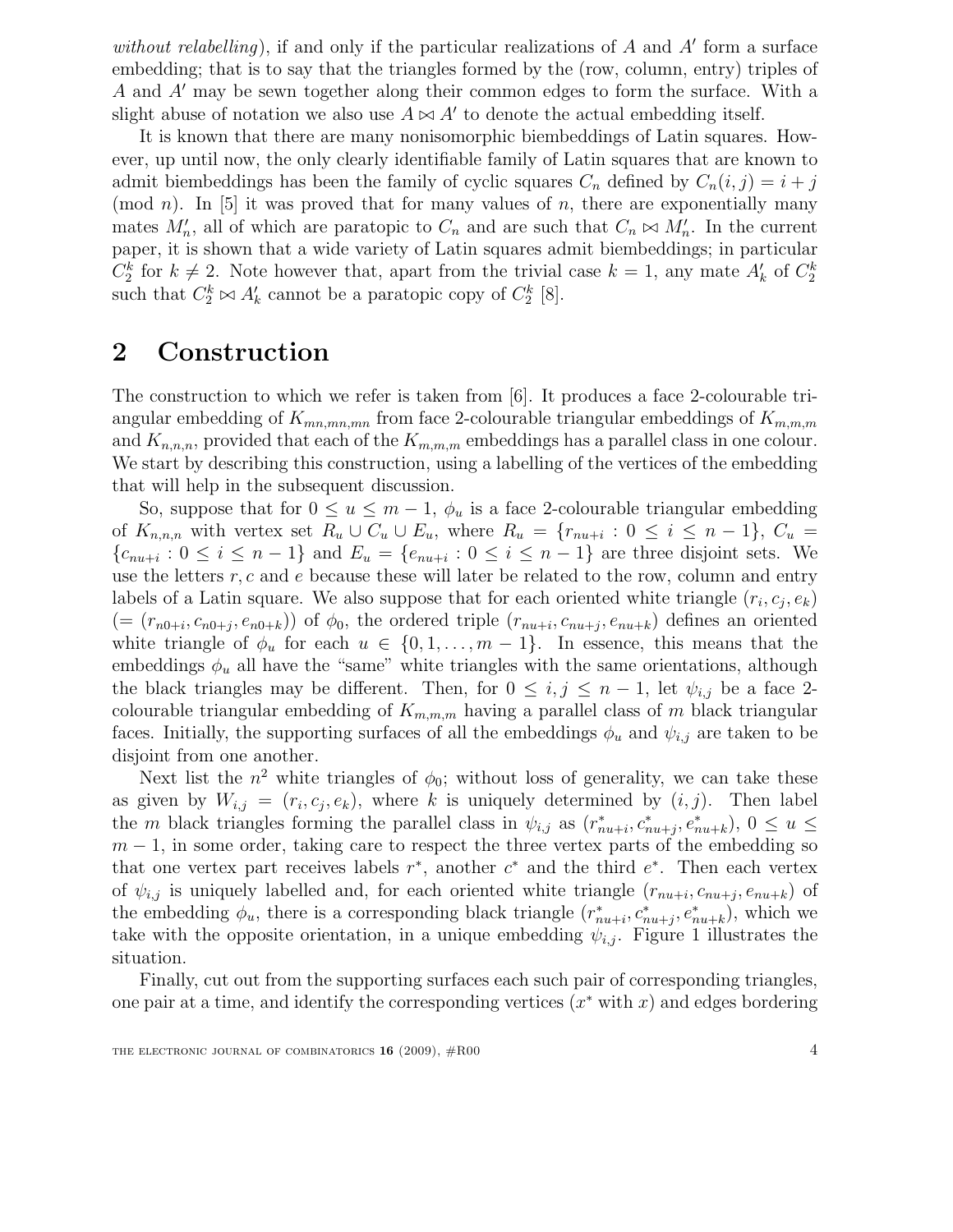*without relabelling*), if and only if the particular realizations of $A$ and $A'$ form a surface embedding; that is to say that the triangles formed by the (row, column, entry) triples of $A$ and $A'$ may be sewn together along their common edges to form the surface. With a slight abuse of notation we also use $A \bowtie A'$ to denote the actual embedding itself.

It is known that there are many nonisomorphic biembeddings of Latin squares. However, up until now, the only clearly identifiable family of Latin squares that are known to admit biembeddings has been the family of cyclic squares $C_n$ defined by $C_n(i,j) = i + j \pmod{n}$. In [5] it was proved that for many values of $n$, there are exponentially many mates $M'_n$, all of which are paratopic to $C_n$ and are such that $C_n \bowtie M'_n$. In the current paper, it is shown that a wide variety of Latin squares admit biembeddings; in particular $C_2^k$ for $k \neq 2$. Note however that, apart from the trivial case $k = 1$, any mate $A'_k$ of $C_2^k$ such that $C_2^k \bowtie A'_k$ cannot be a paratopic copy of $C_2^k$ [8].

## 2 Construction

The construction to which we refer is taken from [6]. It produces a face 2-colourable triangular embedding of $K_{mn,mn,mn}$ from face 2-colourable triangular embeddings of $K_{m,m,m}$ and $K_{n,n,n}$, provided that each of the $K_{m,m,m}$ embeddings has a parallel class in one colour. We start by describing this construction, using a labelling of the vertices of the embedding that will help in the subsequent discussion.

So, suppose that for $0 \leq u \leq m-1$, $\phi_u$ is a face 2-colourable triangular embedding of $K_{n,n,n}$ with vertex set $R_u \cup C_u \cup E_u$, where $R_u = \{r_{nu+i} : 0 \leq i \leq n-1\}$, $C_u = \{c_{nu+i} : 0 \leq i \leq n-1\}$ and $E_u = \{e_{nu+i} : 0 \leq i \leq n-1\}$ are three disjoint sets. We use the letters $r, c$ and $e$ because these will later be related to the row, column and entry labels of a Latin square. We also suppose that for each oriented white triangle $(r_i, c_j, e_k)$ $(= (r_{n0+i}, c_{n0+j}, e_{n0+k}))$ of $\phi_0$, the ordered triple $(r_{nu+i}, c_{nu+j}, e_{nu+k})$ defines an oriented white triangle of $\phi_u$ for each $u \in \{0, 1, \ldots, m-1\}$. In essence, this means that the embeddings $\phi_u$ all have the "same" white triangles with the same orientations, although the black triangles may be different. Then, for $0 \leq i, j \leq n-1$, let $\psi_{i,j}$ be a face 2-colourable triangular embedding of $K_{m,m,m}$ having a parallel class of $m$ black triangular faces. Initially, the supporting surfaces of all the embeddings $\phi_u$ and $\psi_{i,j}$ are taken to be disjoint from one another.

Next list the $n^2$ white triangles of $\phi_0$; without loss of generality, we can take these as given by $W_{i,j} = (r_i, c_j, e_k)$, where $k$ is uniquely determined by $(i, j)$. Then label the $m$ black triangles forming the parallel class in $\psi_{i,j}$ as $(r^*_{nu+i}, c^*_{nu+j}, e^*_{nu+k})$, $0 \leq u \leq m-1$, in some order, taking care to respect the three vertex parts of the embedding so that one vertex part receives labels $r^*$, another $c^*$ and the third $e^*$. Then each vertex of $\psi_{i,j}$ is uniquely labelled and, for each oriented white triangle $(r_{nu+i}, c_{nu+j}, e_{nu+k})$ of the embedding $\phi_u$, there is a corresponding black triangle $(r^*_{nu+i}, c^*_{nu+j}, e^*_{nu+k})$, which we take with the opposite orientation, in a unique embedding $\psi_{i,j}$. Figure 1 illustrates the situation.

Finally, cut out from the supporting surfaces each such pair of corresponding triangles, one pair at a time, and identify the corresponding vertices ($x^*$ with $x$) and edges bordering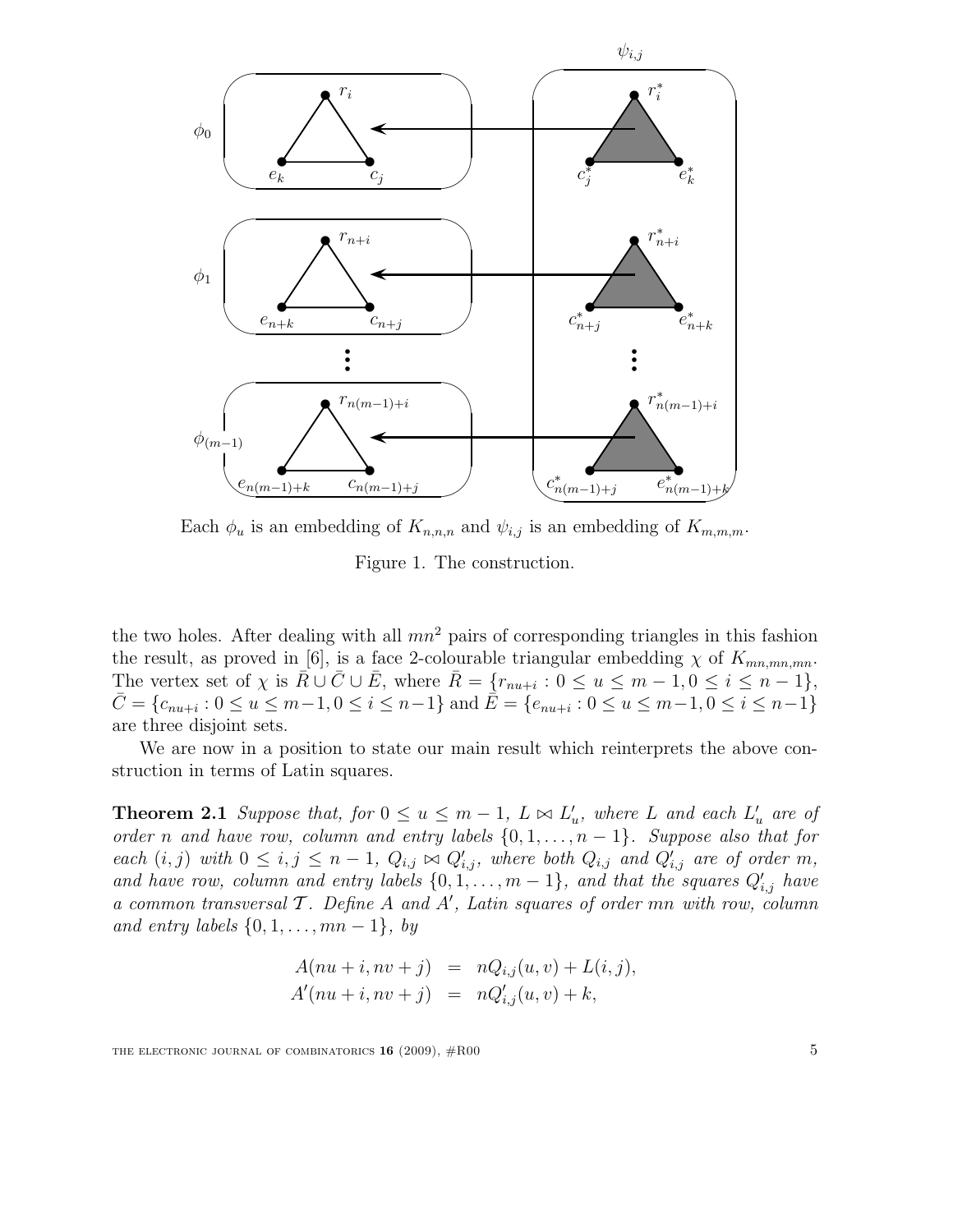$\psi_{i,j}$

$\phi_0$

$r_i$

$e_k$ $c_j$

$r^*_i$

$c^*_j$ $e^*_k$

$\phi_1$

$r_{n+i}$

$e_{n+k}$ $c_{n+j}$

$r^*_{n+i}$

$c^*_{n+j}$ $e^*_{n+k}$

$\phi_{(m-1)}$

$r_{n(m-1)+i}$

$e_{n(m-1)+k}$ $c_{n(m-1)+j}$

$r^*_{n(m-1)+i}$

$c^*_{n(m-1)+j}$ $e^*_{n(m-1)+k}$

Each $\phi_u$ is an embedding of $K_{n,n,n}$ and $\psi_{i,j}$ is an embedding of $K_{m,m,m}$.

Figure 1. The construction.

the two holes. After dealing with all $mn^2$ pairs of corresponding triangles in this fashion the result, as proved in [6], is a face 2-colourable triangular embedding $\chi$ of $K_{mn,mn,mn}$. The vertex set of $\chi$ is $\bar{R} \cup \bar{C} \cup \bar{E}$, where $\bar{R} = \{r_{nu+i} : 0 \leq u \leq m-1, 0 \leq i \leq n-1\}$, $\bar{C} = \{c_{nu+i} : 0 \leq u \leq m-1, 0 \leq i \leq n-1\}$ and $\bar{E} = \{e_{nu+i} : 0 \leq u \leq m-1, 0 \leq i \leq n-1\}$ are three disjoint sets.

We are now in a position to state our main result which reinterprets the above construction in terms of Latin squares.

**Theorem 2.1** *Suppose that, for $0 \leq u \leq m-1$, $L \bowtie L'_u$, where $L$ and each $L'_u$ are of order $n$ and have row, column and entry labels $\{0, 1, \ldots, n-1\}$. Suppose also that for each $(i, j)$ with $0 \leq i, j \leq n-1$, $Q_{i,j} \bowtie Q'_{i,j}$, where both $Q_{i,j}$ and $Q'_{i,j}$ are of order $m$, and have row, column and entry labels $\{0, 1, \ldots, m-1\}$, and that the squares $Q'_{i,j}$ have a common transversal $\mathcal{T}$. Define $A$ and $A'$, Latin squares of order $mn$ with row, column and entry labels $\{0, 1, \ldots, mn-1\}$, by*

$$\begin{aligned} A(nu+i, nv+j) &= nQ_{i,j}(u, v) + L(i, j), \\ A'(nu+i, nv+j) &= nQ'_{i,j}(u, v) + k, \end{aligned}$$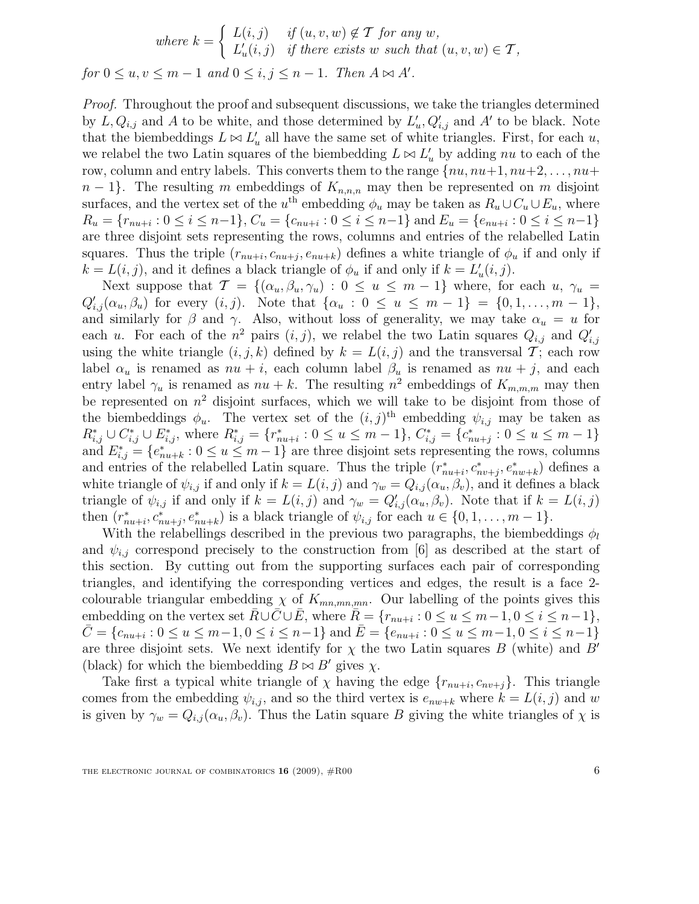$$\text{where } k = \begin{cases} L(i,j) & \text{if } (u,v,w) \notin \mathcal{T} \text{ for any } w, \\ L'_u(i,j) & \text{if there exists } w \text{ such that } (u,v,w) \in \mathcal{T}, \end{cases}$$

*for* $0 \le u, v \le m-1$ *and* $0 \le i, j \le n-1$. *Then* $A \bowtie A'$.

*Proof.* Throughout the proof and subsequent discussions, we take the triangles determined by $L, Q_{i,j}$ and $A$ to be white, and those determined by $L'_u, Q'_{i,j}$ and $A'$ to be black. Note that the biembeddings $L \bowtie L'_u$ all have the same set of white triangles. First, for each $u$, we relabel the two Latin squares of the biembedding $L \bowtie L'_u$ by adding $nu$ to each of the row, column and entry labels. This converts them to the range $\{nu, nu+1, nu+2, \ldots, nu+n-1\}$. The resulting $m$ embeddings of $K_{n,n,n}$ may then be represented on $m$ disjoint surfaces, and the vertex set of the $u^{\text{th}}$ embedding $\phi_u$ may be taken as $R_u \cup C_u \cup E_u$, where $R_u = \{r_{nu+i} : 0 \le i \le n-1\}$, $C_u = \{c_{nu+i} : 0 \le i \le n-1\}$ and $E_u = \{e_{nu+i} : 0 \le i \le n-1\}$ are three disjoint sets representing the rows, columns and entries of the relabelled Latin squares. Thus the triple $(r_{nu+i}, c_{nu+j}, e_{nu+k})$ defines a white triangle of $\phi_u$ if and only if $k = L(i,j)$, and it defines a black triangle of $\phi_u$ if and only if $k = L'_u(i,j)$.

Next suppose that $\mathcal{T} = \{(\alpha_u, \beta_u, \gamma_u) : 0 \le u \le m-1\}$ where, for each $u$, $\gamma_u = Q'_{i,j}(\alpha_u, \beta_u)$ for every $(i,j)$. Note that $\{\alpha_u : 0 \le u \le m-1\} = \{0, 1, \ldots, m-1\}$, and similarly for $\beta$ and $\gamma$. Also, without loss of generality, we may take $\alpha_u = u$ for each $u$. For each of the $n^2$ pairs $(i,j)$, we relabel the two Latin squares $Q_{i,j}$ and $Q'_{i,j}$ using the white triangle $(i,j,k)$ defined by $k = L(i,j)$ and the transversal $\mathcal{T}$; each row label $\alpha_u$ is renamed as $nu+i$, each column label $\beta_u$ is renamed as $nu+j$, and each entry label $\gamma_u$ is renamed as $nu+k$. The resulting $n^2$ embeddings of $K_{m,m,m}$ may then be represented on $n^2$ disjoint surfaces, which we will take to be disjoint from those of the biembeddings $\phi_u$. The vertex set of the $(i,j)^{\text{th}}$ embedding $\psi_{i,j}$ may be taken as $R^*_{i,j} \cup C^*_{i,j} \cup E^*_{i,j}$, where $R^*_{i,j} = \{r^*_{nu+i} : 0 \le u \le m-1\}$, $C^*_{i,j} = \{c^*_{nu+j} : 0 \le u \le m-1\}$ and $E^*_{i,j} = \{e^*_{nu+k} : 0 \le u \le m-1\}$ are three disjoint sets representing the rows, columns and entries of the relabelled Latin square. Thus the triple $(r^*_{nu+i}, c^*_{nv+j}, e^*_{nw+k})$ defines a white triangle of $\psi_{i,j}$ if and only if $k = L(i,j)$ and $\gamma_w = Q_{i,j}(\alpha_u, \beta_v)$, and it defines a black triangle of $\psi_{i,j}$ if and only if $k = L(i,j)$ and $\gamma_w = Q'_{i,j}(\alpha_u, \beta_v)$. Note that if $k = L(i,j)$ then $(r^*_{nu+i}, c^*_{nu+j}, e^*_{nu+k})$ is a black triangle of $\psi_{i,j}$ for each $u \in \{0, 1, \ldots, m-1\}$.

With the relabellings described in the previous two paragraphs, the biembeddings $\phi_l$ and $\psi_{i,j}$ correspond precisely to the construction from [6] as described at the start of this section. By cutting out from the supporting surfaces each pair of corresponding triangles, and identifying the corresponding vertices and edges, the result is a face 2-colourable triangular embedding $\chi$ of $K_{mn,mn,mn}$. Our labelling of the points gives this embedding on the vertex set $\bar{R} \cup \bar{C} \cup \bar{E}$, where $\bar{R} = \{r_{nu+i} : 0 \le u \le m-1, 0 \le i \le n-1\}$, $\bar{C} = \{c_{nu+i} : 0 \le u \le m-1, 0 \le i \le n-1\}$ and $\bar{E} = \{e_{nu+i} : 0 \le u \le m-1, 0 \le i \le n-1\}$ are three disjoint sets. We next identify for $\chi$ the two Latin squares $B$ (white) and $B'$ (black) for which the biembedding $B \bowtie B'$ gives $\chi$.

Take first a typical white triangle of $\chi$ having the edge $\{r_{nu+i}, c_{nv+j}\}$. This triangle comes from the embedding $\psi_{i,j}$, and so the third vertex is $e_{nw+k}$ where $k = L(i,j)$ and $w$ is given by $\gamma_w = Q_{i,j}(\alpha_u, \beta_v)$. Thus the Latin square $B$ giving the white triangles of $\chi$ is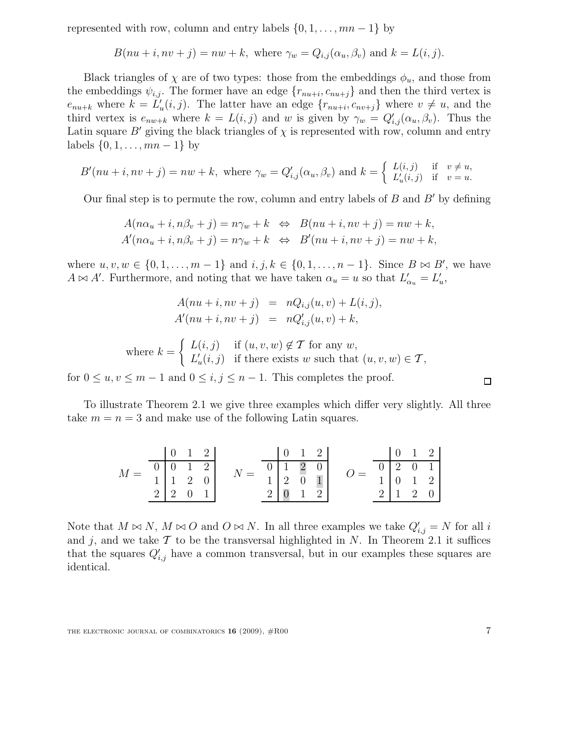represented with row, column and entry labels $\{0, 1, \ldots, mn-1\}$ by

$$B(nu+i, nv+j) = nw+k, \text{ where } \gamma_w = Q_{i,j}(\alpha_u, \beta_v) \text{ and } k = L(i,j).$$

Black triangles of $\chi$ are of two types: those from the embeddings $\phi_u$, and those from the embeddings $\psi_{i,j}$. The former have an edge $\{r_{nu+i}, c_{nu+j}\}$ and then the third vertex is $e_{nu+k}$ where $k = L'_u(i,j)$. The latter have an edge $\{r_{nu+i}, c_{nv+j}\}$ where $v \neq u$, and the third vertex is $e_{nw+k}$ where $k = L(i,j)$ and $w$ is given by $\gamma_w = Q'_{i,j}(\alpha_u, \beta_v)$. Thus the Latin square $B'$ giving the black triangles of $\chi$ is represented with row, column and entry labels $\{0, 1, \ldots, mn-1\}$ by

$$B'(nu+i, nv+j) = nw+k, \text{ where } \gamma_w = Q'_{i,j}(\alpha_u, \beta_v) \text{ and } k = \begin{cases} L(i,j) & \text{if } v \neq u, \\ L'_u(i,j) & \text{if } v = u. \end{cases}$$

Our final step is to permute the row, column and entry labels of $B$ and $B'$ by defining

$$\begin{aligned} A(n\alpha_u+i, n\beta_v+j) = n\gamma_w+k &\Leftrightarrow B(nu+i, nv+j) = nw+k, \\ A'(n\alpha_u+i, n\beta_v+j) = n\gamma_w+k &\Leftrightarrow B'(nu+i, nv+j) = nw+k, \end{aligned}$$

where $u, v, w \in \{0, 1, \ldots, m-1\}$ and $i, j, k \in \{0, 1, \ldots, n-1\}$. Since $B \bowtie B'$, we have $A \bowtie A'$. Furthermore, and noting that we have taken $\alpha_u = u$ so that $L'_{\alpha_u} = L'_u$,

$$\begin{aligned} A(nu+i, nv+j) &= nQ_{i,j}(u,v) + L(i,j), \\ A'(nu+i, nv+j) &= nQ'_{i,j}(u,v) + k, \end{aligned}$$

$$\text{where } k = \begin{cases} L(i,j) & \text{if } (u,v,w) \notin \mathcal{T} \text{ for any } w, \\ L'_u(i,j) & \text{if there exists } w \text{ such that } (u,v,w) \in \mathcal{T}, \end{cases}$$

for $0 \leq u, v \leq m-1$ and $0 \leq i, j \leq n-1$. This completes the proof. □

To illustrate Theorem 2.1 we give three examples which differ very slightly. All three take $m = n = 3$ and make use of the following Latin squares.

$M =$

| | 0 | 1 | 2 |
|---|---|---|---|
| 0 | 0 | 1 | 2 |
| 1 | 1 | 2 | 0 |
| 2 | 2 | 0 | 1 |

$N =$

| | 0 | 1 | 2 |
|---|---|---|---|
| 0 | 1 | 2 | 0 |
| 1 | 2 | 0 | 1 |
| 2 | 0 | 1 | 2 |

$O =$

| | 0 | 1 | 2 |
|---|---|---|---|
| 0 | 2 | 0 | 1 |
| 1 | 0 | 1 | 2 |
| 2 | 1 | 2 | 0 |

Note that $M \bowtie N$, $M \bowtie O$ and $O \bowtie N$. In all three examples we take $Q'_{i,j} = N$ for all $i$ and $j$, and we take $\mathcal{T}$ to be the transversal highlighted in $N$. In Theorem 2.1 it suffices that the squares $Q'_{i,j}$ have a common transversal, but in our examples these squares are identical.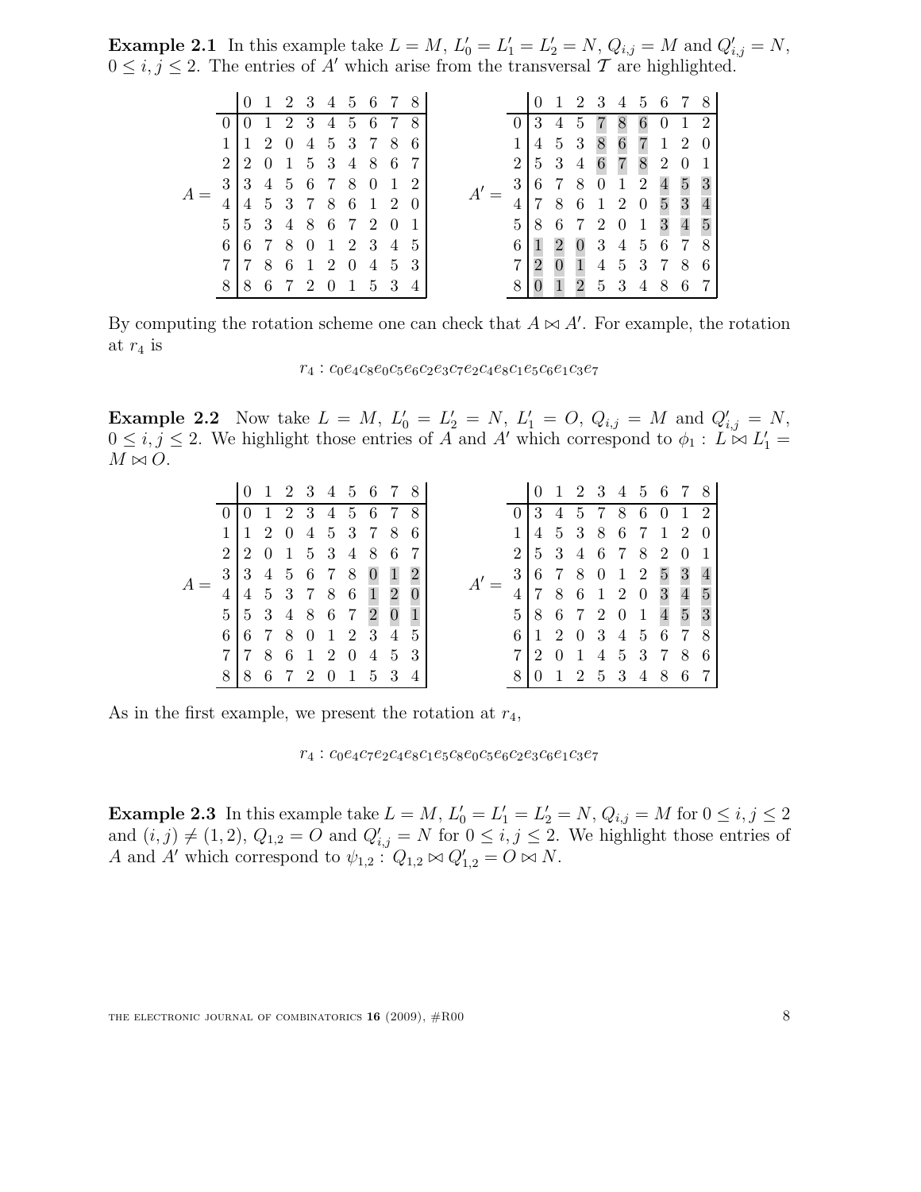**Example 2.1** In this example take $L = M$, $L'_0 = L'_1 = L'_2 = N$, $Q_{i,j} = M$ and $Q'_{i,j} = N$, $0 \le i, j \le 2$. The entries of $A'$ which arise from the transversal $\mathcal{T}$ are highlighted.

$A =$

| | 0 | 1 | 2 | 3 | 4 | 5 | 6 | 7 | 8 |
|---|---|---|---|---|---|---|---|---|---|
| 0 | 0 | 1 | 2 | 3 | 4 | 5 | 6 | 7 | 8 |
| 1 | 1 | 2 | 0 | 4 | 5 | 3 | 7 | 8 | 6 |
| 2 | 2 | 0 | 1 | 5 | 3 | 4 | 8 | 6 | 7 |
| 3 | 3 | 4 | 5 | 6 | 7 | 8 | 0 | 1 | 2 |
| 4 | 4 | 5 | 3 | 7 | 8 | 6 | 1 | 2 | 0 |
| 5 | 5 | 3 | 4 | 8 | 6 | 7 | 2 | 0 | 1 |
| 6 | 6 | 7 | 8 | 0 | 1 | 2 | 3 | 4 | 5 |
| 7 | 7 | 8 | 6 | 1 | 2 | 0 | 4 | 5 | 3 |
| 8 | 8 | 6 | 7 | 2 | 0 | 1 | 5 | 3 | 4 |

$A' =$

| | 0 | 1 | 2 | 3 | 4 | 5 | 6 | 7 | 8 |
|---|---|---|---|---|---|---|---|---|---|
| 0 | 3 | 4 | 5 | 7 | 8 | 6 | 0 | 1 | 2 |
| 1 | 4 | 5 | 3 | 8 | 6 | 7 | 1 | 2 | 0 |
| 2 | 5 | 3 | 4 | 6 | 7 | 8 | 2 | 0 | 1 |
| 3 | 6 | 7 | 8 | 0 | 1 | 2 | 4 | 5 | 3 |
| 4 | 7 | 8 | 6 | 1 | 2 | 0 | 5 | 3 | 4 |
| 5 | 8 | 6 | 7 | 2 | 0 | 1 | 3 | 4 | 5 |
| 6 | 1 | 2 | 0 | 3 | 4 | 5 | 6 | 7 | 8 |
| 7 | 2 | 0 | 1 | 4 | 5 | 3 | 7 | 8 | 6 |
| 8 | 0 | 1 | 2 | 5 | 3 | 4 | 8 | 6 | 7 |

By computing the rotation scheme one can check that $A \bowtie A'$. For example, the rotation at $r_4$ is

$$r_4 : c_0e_4c_8e_0c_5e_6c_2e_3c_7e_2c_4e_8c_1e_5c_6e_1c_3e_7$$

**Example 2.2** Now take $L = M$, $L'_0 = L'_2 = N$, $L'_1 = O$, $Q_{i,j} = M$ and $Q'_{i,j} = N$, $0 \le i, j \le 2$. We highlight those entries of $A$ and $A'$ which correspond to $\phi_1 : L \bowtie L'_1 = M \bowtie O$.

$A =$

| | 0 | 1 | 2 | 3 | 4 | 5 | 6 | 7 | 8 |
|---|---|---|---|---|---|---|---|---|---|
| 0 | 0 | 1 | 2 | 3 | 4 | 5 | 6 | 7 | 8 |
| 1 | 1 | 2 | 0 | 4 | 5 | 3 | 7 | 8 | 6 |
| 2 | 2 | 0 | 1 | 5 | 3 | 4 | 8 | 6 | 7 |
| 3 | 3 | 4 | 5 | 6 | 7 | 8 | 0 | 1 | 2 |
| 4 | 4 | 5 | 3 | 7 | 8 | 6 | 1 | 2 | 0 |
| 5 | 5 | 3 | 4 | 8 | 6 | 7 | 2 | 0 | 1 |
| 6 | 6 | 7 | 8 | 0 | 1 | 2 | 3 | 4 | 5 |
| 7 | 7 | 8 | 6 | 1 | 2 | 0 | 4 | 5 | 3 |
| 8 | 8 | 6 | 7 | 2 | 0 | 1 | 5 | 3 | 4 |

$A' =$

| | 0 | 1 | 2 | 3 | 4 | 5 | 6 | 7 | 8 |
|---|---|---|---|---|---|---|---|---|---|
| 0 | 3 | 4 | 5 | 7 | 8 | 6 | 0 | 1 | 2 |
| 1 | 4 | 5 | 3 | 8 | 6 | 7 | 1 | 2 | 0 |
| 2 | 5 | 3 | 4 | 6 | 7 | 8 | 2 | 0 | 1 |
| 3 | 6 | 7 | 8 | 0 | 1 | 2 | 5 | 3 | 4 |
| 4 | 7 | 8 | 6 | 1 | 2 | 0 | 3 | 4 | 5 |
| 5 | 8 | 6 | 7 | 2 | 0 | 1 | 4 | 5 | 3 |
| 6 | 1 | 2 | 0 | 3 | 4 | 5 | 6 | 7 | 8 |
| 7 | 2 | 0 | 1 | 4 | 5 | 3 | 7 | 8 | 6 |
| 8 | 0 | 1 | 2 | 5 | 3 | 4 | 8 | 6 | 7 |

As in the first example, we present the rotation at $r_4$,

$$r_4 : c_0e_4c_7e_2c_4e_8c_1e_5c_8e_0c_5e_6c_2e_3c_6e_1c_3e_7$$

**Example 2.3** In this example take $L = M$, $L'_0 = L'_1 = L'_2 = N$, $Q_{i,j} = M$ for $0 \le i, j \le 2$ and $(i, j) \ne (1, 2)$, $Q_{1,2} = O$ and $Q'_{i,j} = N$ for $0 \le i, j \le 2$. We highlight those entries of $A$ and $A'$ which correspond to $\psi_{1,2} : Q_{1,2} \bowtie Q'_{1,2} = O \bowtie N$.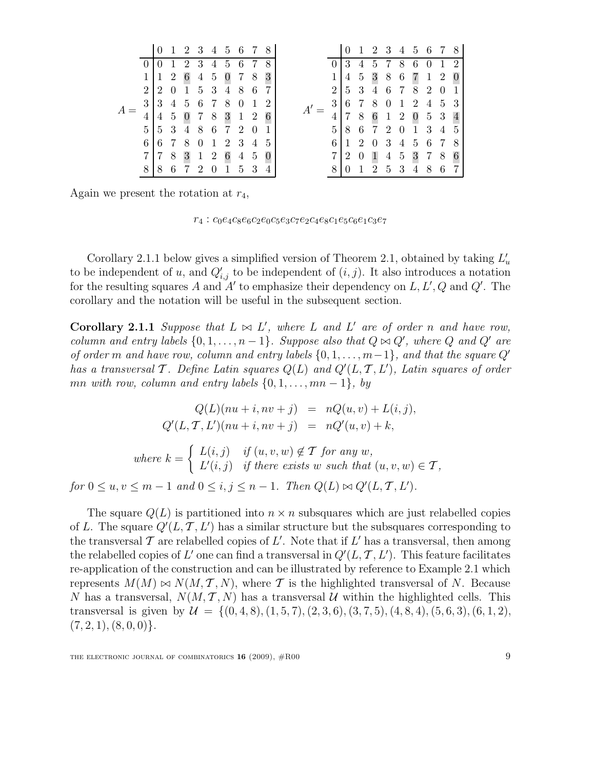$A =$

| | 0 | 1 | 2 | 3 | 4 | 5 | 6 | 7 | 8 |
|---|---|---|---|---|---|---|---|---|---|
| 0 | 0 | 1 | 2 | 3 | 4 | 5 | 6 | 7 | 8 |
| 1 | 1 | 2 | 6 | 4 | 5 | 0 | 7 | 8 | 3 |
| 2 | 2 | 0 | 1 | 5 | 3 | 4 | 8 | 6 | 7 |
| 3 | 3 | 4 | 5 | 6 | 7 | 8 | 0 | 1 | 2 |
| 4 | 4 | 5 | 0 | 7 | 8 | 3 | 1 | 2 | 6 |
| 5 | 5 | 3 | 4 | 8 | 6 | 7 | 2 | 0 | 1 |
| 6 | 6 | 7 | 8 | 0 | 1 | 2 | 3 | 4 | 5 |
| 7 | 7 | 8 | 3 | 1 | 2 | 6 | 4 | 5 | 0 |
| 8 | 8 | 6 | 7 | 2 | 0 | 1 | 5 | 3 | 4 |

$A' =$

| | 0 | 1 | 2 | 3 | 4 | 5 | 6 | 7 | 8 |
|---|---|---|---|---|---|---|---|---|---|
| 0 | 3 | 4 | 5 | 7 | 8 | 6 | 0 | 1 | 2 |
| 1 | 4 | 5 | 3 | 8 | 6 | 7 | 1 | 2 | 0 |
| 2 | 5 | 3 | 4 | 6 | 7 | 8 | 2 | 0 | 1 |
| 3 | 6 | 7 | 8 | 0 | 1 | 2 | 4 | 5 | 3 |
| 4 | 7 | 8 | 6 | 1 | 2 | 0 | 5 | 3 | 4 |
| 5 | 8 | 6 | 7 | 2 | 0 | 1 | 3 | 4 | 5 |
| 6 | 1 | 2 | 0 | 3 | 4 | 5 | 6 | 7 | 8 |
| 7 | 2 | 0 | 1 | 4 | 5 | 3 | 7 | 8 | 6 |
| 8 | 0 | 1 | 2 | 5 | 3 | 4 | 8 | 6 | 7 |

Again we present the rotation at $r_4$,

$$r_4 : c_0e_4c_8e_6c_2e_0c_5e_3c_7e_2c_4e_8c_1e_5c_6e_1c_3e_7$$

Corollary 2.1.1 below gives a simplified version of Theorem 2.1, obtained by taking $L'_u$ to be independent of $u$, and $Q'_{i,j}$ to be independent of $(i,j)$. It also introduces a notation for the resulting squares $A$ and $A'$ to emphasize their dependency on $L, L', Q$ and $Q'$. The corollary and the notation will be useful in the subsequent section.

**Corollary 2.1.1** *Suppose that $L \bowtie L'$, where $L$ and $L'$ are of order $n$ and have row, column and entry labels $\{0,1,\ldots,n-1\}$. Suppose also that $Q \bowtie Q'$, where $Q$ and $Q'$ are of order $m$ and have row, column and entry labels $\{0,1,\ldots,m-1\}$, and that the square $Q'$ has a transversal $\mathcal{T}$. Define Latin squares $Q(L)$ and $Q'(L,\mathcal{T},L')$, Latin squares of order $mn$ with row, column and entry labels $\{0,1,\ldots,mn-1\}$, by*

$$\begin{aligned} Q(L)(nu+i, nv+j) &= nQ(u,v) + L(i,j), \\ Q'(L,\mathcal{T},L')(nu+i, nv+j) &= nQ'(u,v) + k, \end{aligned}$$

$$\text{where } k = \begin{cases} L(i,j) & \text{if } (u,v,w) \notin \mathcal{T} \text{ for any } w, \\ L'(i,j) & \text{if there exists } w \text{ such that } (u,v,w) \in \mathcal{T}, \end{cases}$$

*for $0 \le u, v \le m-1$ and $0 \le i, j \le n-1$. Then $Q(L) \bowtie Q'(L,\mathcal{T},L')$.*

The square $Q(L)$ is partitioned into $n \times n$ subsquares which are just relabelled copies of $L$. The square $Q'(L,\mathcal{T},L')$ has a similar structure but the subsquares corresponding to the transversal $\mathcal{T}$ are relabelled copies of $L'$. Note that if $L'$ has a transversal, then among the relabelled copies of $L'$ one can find a transversal in $Q'(L,\mathcal{T},L')$. This feature facilitates re-application of the construction and can be illustrated by reference to Example 2.1 which represents $M(M) \bowtie N(M,\mathcal{T},N)$, where $\mathcal{T}$ is the highlighted transversal of $N$. Because $N$ has a transversal, $N(M,\mathcal{T},N)$ has a transversal $\mathcal{U}$ within the highlighted cells. This transversal is given by $\mathcal{U} = \{(0,4,8),(1,5,7),(2,3,6),(3,7,5),(4,8,4),(5,6,3),(6,1,2),(7,2,1),(8,0,0)\}$.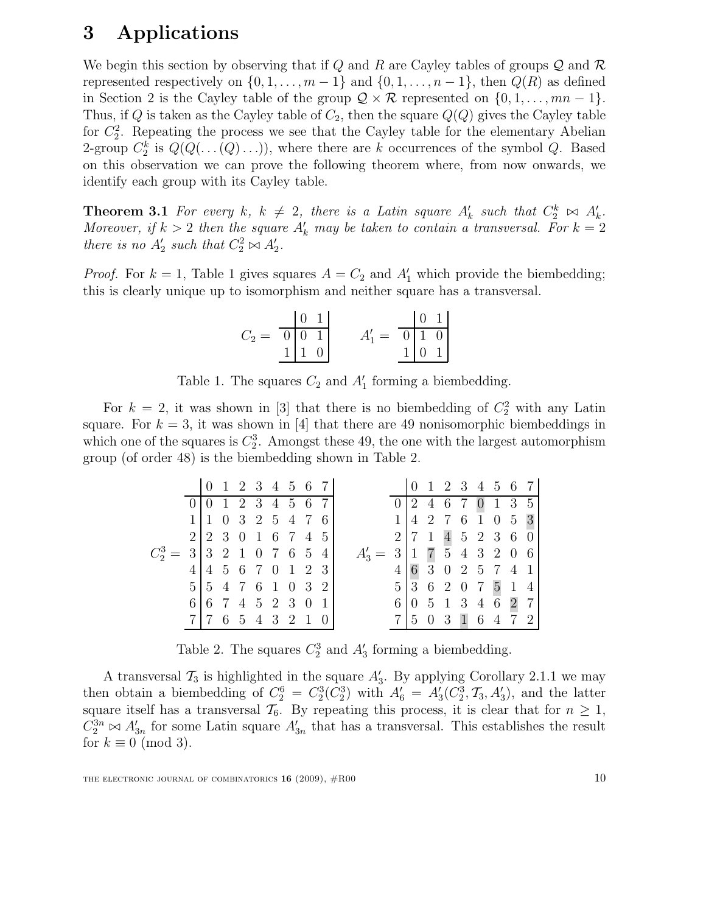# 3 Applications

We begin this section by observing that if $Q$ and $R$ are Cayley tables of groups $\mathcal{Q}$ and $\mathcal{R}$ represented respectively on $\{0, 1, \ldots, m-1\}$ and $\{0, 1, \ldots, n-1\}$, then $Q(R)$ as defined in Section 2 is the Cayley table of the group $\mathcal{Q} \times \mathcal{R}$ represented on $\{0, 1, \ldots, mn-1\}$. Thus, if $Q$ is taken as the Cayley table of $C_2$, then the square $Q(Q)$ gives the Cayley table for $C_2^2$. Repeating the process we see that the Cayley table for the elementary Abelian 2-group $C_2^k$ is $Q(Q(\ldots(Q)\ldots))$, where there are $k$ occurrences of the symbol $Q$. Based on this observation we can prove the following theorem where, from now onwards, we identify each group with its Cayley table.

**Theorem 3.1** *For every $k$, $k \neq 2$, there is a Latin square $A'_k$ such that $C_2^k \bowtie A'_k$. Moreover, if $k > 2$ then the square $A'_k$ may be taken to contain a transversal. For $k = 2$ there is no $A'_2$ such that $C_2^2 \bowtie A'_2$.*

*Proof.* For $k = 1$, Table 1 gives squares $A = C_2$ and $A'_1$ which provide the biembedding; this is clearly unique up to isomorphism and neither square has a transversal.

$C_2 =$

| | 0 | 1 |
|---|---|---|
| 0 | 0 | 1 |
| 1 | 1 | 0 |

$A'_1 =$

| | 0 | 1 |
|---|---|---|
| 0 | 1 | 0 |
| 1 | 0 | 1 |

Table 1. The squares $C_2$ and $A'_1$ forming a biembedding.

For $k = 2$, it was shown in [3] that there is no biembedding of $C_2^2$ with any Latin square. For $k = 3$, it was shown in [4] that there are 49 nonisomorphic biembeddings in which one of the squares is $C_2^3$. Amongst these 49, the one with the largest automorphism group (of order 48) is the biembedding shown in Table 2.

$C_2^3 =$

| | 0 | 1 | 2 | 3 | 4 | 5 | 6 | 7 |
|---|---|---|---|---|---|---|---|---|
| 0 | 0 | 1 | 2 | 3 | 4 | 5 | 6 | 7 |
| 1 | 1 | 0 | 3 | 2 | 5 | 4 | 7 | 6 |
| 2 | 2 | 3 | 0 | 1 | 6 | 7 | 4 | 5 |
| 3 | 3 | 2 | 1 | 0 | 7 | 6 | 5 | 4 |
| 4 | 4 | 5 | 6 | 7 | 0 | 1 | 2 | 3 |
| 5 | 5 | 4 | 7 | 6 | 1 | 0 | 3 | 2 |
| 6 | 6 | 7 | 4 | 5 | 2 | 3 | 0 | 1 |
| 7 | 7 | 6 | 5 | 4 | 3 | 2 | 1 | 0 |

$A'_3 =$

| | 0 | 1 | 2 | 3 | 4 | 5 | 6 | 7 |
|---|---|---|---|---|---|---|---|---|
| 0 | 2 | 4 | 6 | 7 | 0 | 1 | 3 | 5 |
| 1 | 4 | 2 | 7 | 6 | 1 | 0 | 5 | 3 |
| 2 | 7 | 1 | 4 | 5 | 2 | 3 | 6 | 0 |
| 3 | 1 | 7 | 5 | 4 | 3 | 2 | 0 | 6 |
| 4 | 6 | 3 | 0 | 2 | 5 | 7 | 4 | 1 |
| 5 | 3 | 6 | 2 | 0 | 7 | 5 | 1 | 4 |
| 6 | 0 | 5 | 1 | 3 | 4 | 6 | 2 | 7 |
| 7 | 5 | 0 | 3 | 1 | 6 | 4 | 7 | 2 |

Table 2. The squares $C_2^3$ and $A'_3$ forming a biembedding.

A transversal $\mathcal{T}_3$ is highlighted in the square $A'_3$. By applying Corollary 2.1.1 we may then obtain a biembedding of $C_2^6 = C_2^3(C_2^3)$ with $A'_6 = A'_3(C_2^3, \mathcal{T}_3, A'_3)$, and the latter square itself has a transversal $\mathcal{T}_6$. By repeating this process, it is clear that for $n \geq 1$, $C_2^{3n} \bowtie A'_{3n}$ for some Latin square $A'_{3n}$ that has a transversal. This establishes the result for $k \equiv 0 \pmod 3$.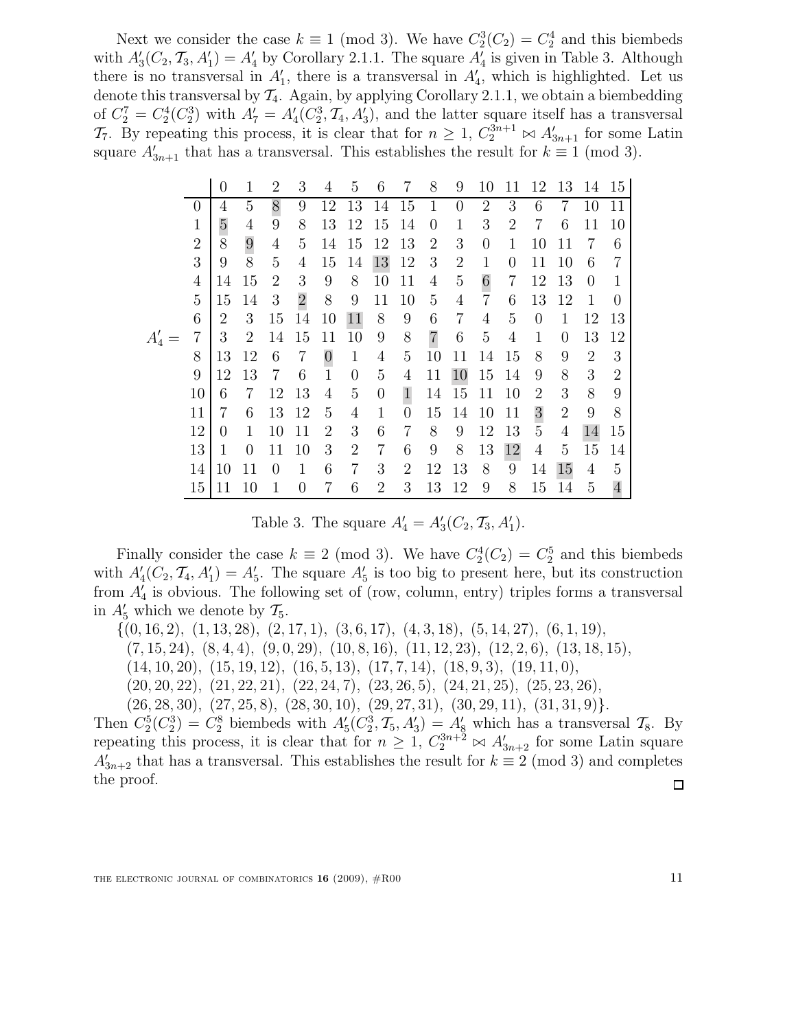Next we consider the case $k \equiv 1 \pmod 3$. We have $C_2^3(C_2) = C_2^4$ and this biembeds with $A_3'(C_2, \mathcal{T}_3, A_1') = A_4'$ by Corollary 2.1.1. The square $A_4'$ is given in Table 3. Although there is no transversal in $A_1'$, there is a transversal in $A_4'$, which is highlighted. Let us denote this transversal by $\mathcal{T}_4$. Again, by applying Corollary 2.1.1, we obtain a biembedding of $C_2^7 = C_2^4(C_2^3)$ with $A_7' = A_4'(C_2^3, \mathcal{T}_4, A_3')$, and the latter square itself has a transversal $\mathcal{T}_7$. By repeating this process, it is clear that for $n \geq 1$, $C_2^{3n+1} \bowtie A_{3n+1}'$ for some Latin square $A_{3n+1}'$ that has a transversal. This establishes the result for $k \equiv 1 \pmod 3$.

$A_4' =$

| | 0 | 1 | 2 | 3 | 4 | 5 | 6 | 7 | 8 | 9 | 10 | 11 | 12 | 13 | 14 | 15 |
|---|---|---|---|---|---|---|---|---|---|---|---|---|---|---|---|---|
| 0 | 4 | 5 | 8 | 9 | 12 | 13 | 14 | 15 | 1 | 0 | 2 | 3 | 6 | 7 | 10 | 11 |
| 1 | 5 | 4 | 9 | 8 | 13 | 12 | 15 | 14 | 0 | 1 | 3 | 2 | 7 | 6 | 11 | 10 |
| 2 | 8 | 9 | 4 | 5 | 14 | 15 | 12 | 13 | 2 | 3 | 0 | 1 | 10 | 11 | 7 | 6 |
| 3 | 9 | 8 | 5 | 4 | 15 | 14 | 13 | 12 | 3 | 2 | 1 | 0 | 11 | 10 | 6 | 7 |
| 4 | 14 | 15 | 2 | 3 | 9 | 8 | 10 | 11 | 4 | 5 | 6 | 7 | 12 | 13 | 0 | 1 |
| 5 | 15 | 14 | 3 | 2 | 8 | 9 | 11 | 10 | 5 | 4 | 7 | 6 | 13 | 12 | 1 | 0 |
| 6 | 2 | 3 | 15 | 14 | 10 | 11 | 8 | 9 | 6 | 7 | 4 | 5 | 0 | 1 | 12 | 13 |
| 7 | 3 | 2 | 14 | 15 | 11 | 10 | 9 | 8 | 7 | 6 | 5 | 4 | 1 | 0 | 13 | 12 |
| 8 | 13 | 12 | 6 | 7 | 0 | 1 | 4 | 5 | 10 | 11 | 14 | 15 | 8 | 9 | 2 | 3 |
| 9 | 12 | 13 | 7 | 6 | 1 | 0 | 5 | 4 | 11 | 10 | 15 | 14 | 9 | 8 | 3 | 2 |
| 10 | 6 | 7 | 12 | 13 | 4 | 5 | 0 | 1 | 14 | 15 | 11 | 10 | 2 | 3 | 8 | 9 |
| 11 | 7 | 6 | 13 | 12 | 5 | 4 | 1 | 0 | 15 | 14 | 10 | 11 | 3 | 2 | 9 | 8 |
| 12 | 0 | 1 | 10 | 11 | 2 | 3 | 6 | 7 | 8 | 9 | 12 | 13 | 5 | 4 | 14 | 15 |
| 13 | 1 | 0 | 11 | 10 | 3 | 2 | 7 | 6 | 9 | 8 | 13 | 12 | 4 | 5 | 15 | 14 |
| 14 | 10 | 11 | 0 | 1 | 6 | 7 | 3 | 2 | 12 | 13 | 8 | 9 | 14 | 15 | 4 | 5 |
| 15 | 11 | 10 | 1 | 0 | 7 | 6 | 2 | 3 | 13 | 12 | 9 | 8 | 15 | 14 | 5 | 4 |

Table 3. The square $A_4' = A_3'(C_2, \mathcal{T}_3, A_1')$.

Finally consider the case $k \equiv 2 \pmod 3$. We have $C_2^4(C_2) = C_2^5$ and this biembeds with $A_4'(C_2, \mathcal{T}_4, A_1') = A_5'$. The square $A_5'$ is too big to present here, but its construction from $A_4'$ is obvious. The following set of (row, column, entry) triples forms a transversal in $A_5'$ which we denote by $\mathcal{T}_5$.

$\{(0, 16, 2),\ (1, 13, 28),\ (2, 17, 1),\ (3, 6, 17),\ (4, 3, 18),\ (5, 14, 27),\ (6, 1, 19),$
$(7, 15, 24),\ (8, 4, 4),\ (9, 0, 29),\ (10, 8, 16),\ (11, 12, 23),\ (12, 2, 6),\ (13, 18, 15),$
$(14, 10, 20),\ (15, 19, 12),\ (16, 5, 13),\ (17, 7, 14),\ (18, 9, 3),\ (19, 11, 0),$
$(20, 20, 22),\ (21, 22, 21),\ (22, 24, 7),\ (23, 26, 5),\ (24, 21, 25),\ (25, 23, 26),$
$(26, 28, 30),\ (27, 25, 8),\ (28, 30, 10),\ (29, 27, 31),\ (30, 29, 11),\ (31, 31, 9)\}.$

Then $C_2^5(C_2^3) = C_2^8$ biembeds with $A_5'(C_2^3, \mathcal{T}_5, A_3') = A_8'$ which has a transversal $\mathcal{T}_8$. By repeating this process, it is clear that for $n \geq 1$, $C_2^{3n+2} \bowtie A_{3n+2}'$ for some Latin square $A_{3n+2}'$ that has a transversal. This establishes the result for $k \equiv 2 \pmod 3$ and completes the proof. □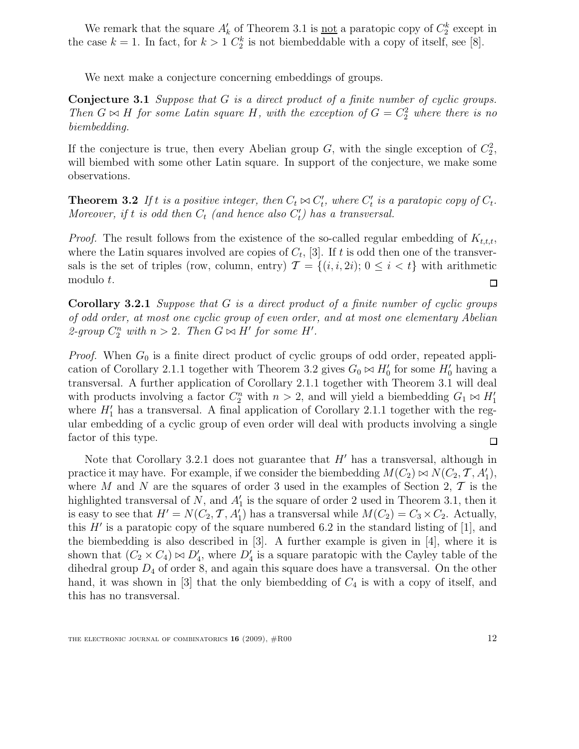We remark that the square $A'_k$ of Theorem 3.1 is <u>not</u> a paratopic copy of $C_2^k$ except in the case $k = 1$. In fact, for $k > 1$ $C_2^k$ is not biembeddable with a copy of itself, see [8].

We next make a conjecture concerning embeddings of groups.

**Conjecture 3.1** *Suppose that $G$ is a direct product of a finite number of cyclic groups. Then $G \bowtie H$ for some Latin square $H$, with the exception of $G = C_2^2$ where there is no biembedding.*

If the conjecture is true, then every Abelian group $G$, with the single exception of $C_2^2$, will biembed with some other Latin square. In support of the conjecture, we make some observations.

**Theorem 3.2** *If $t$ is a positive integer, then $C_t \bowtie C'_t$, where $C'_t$ is a paratopic copy of $C_t$. Moreover, if $t$ is odd then $C_t$ (and hence also $C'_t$) has a transversal.*

*Proof.* The result follows from the existence of the so-called regular embedding of $K_{t,t,t}$, where the Latin squares involved are copies of $C_t$, [3]. If $t$ is odd then one of the transversals is the set of triples (row, column, entry) $\mathcal{T} = \{(i, i, 2i); 0 \leq i < t\}$ with arithmetic modulo $t$. $\square$

**Corollary 3.2.1** *Suppose that $G$ is a direct product of a finite number of cyclic groups of odd order, at most one cyclic group of even order, and at most one elementary Abelian 2-group $C_2^n$ with $n > 2$. Then $G \bowtie H'$ for some $H'$.*

*Proof.* When $G_0$ is a finite direct product of cyclic groups of odd order, repeated application of Corollary 2.1.1 together with Theorem 3.2 gives $G_0 \bowtie H'_0$ for some $H'_0$ having a transversal. A further application of Corollary 2.1.1 together with Theorem 3.1 will deal with products involving a factor $C_2^n$ with $n > 2$, and will yield a biembedding $G_1 \bowtie H'_1$ where $H'_1$ has a transversal. A final application of Corollary 2.1.1 together with the regular embedding of a cyclic group of even order will deal with products involving a single factor of this type. $\square$

Note that Corollary 3.2.1 does not guarantee that $H'$ has a transversal, although in practice it may have. For example, if we consider the biembedding $M(C_2) \bowtie N(C_2, \mathcal{T}, A'_1)$, where $M$ and $N$ are the squares of order 3 used in the examples of Section 2, $\mathcal{T}$ is the highlighted transversal of $N$, and $A'_1$ is the square of order 2 used in Theorem 3.1, then it is easy to see that $H' = N(C_2, \mathcal{T}, A'_1)$ has a transversal while $M(C_2) = C_3 \times C_2$. Actually, this $H'$ is a paratopic copy of the square numbered 6.2 in the standard listing of [1], and the biembedding is also described in [3]. A further example is given in [4], where it is shown that $(C_2 \times C_4) \bowtie D'_4$, where $D'_4$ is a square paratopic with the Cayley table of the dihedral group $D_4$ of order 8, and again this square does have a transversal. On the other hand, it was shown in [3] that the only biembedding of $C_4$ is with a copy of itself, and this has no transversal.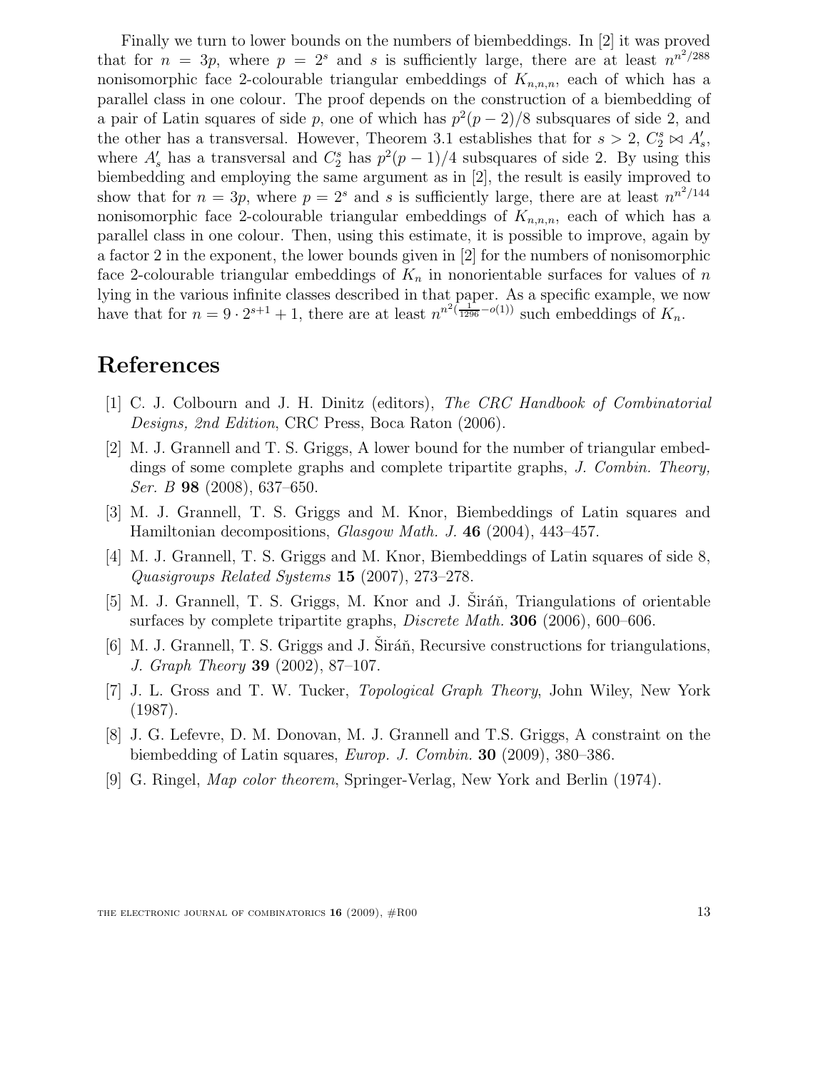Finally we turn to lower bounds on the numbers of biembeddings. In [2] it was proved that for $n = 3p$, where $p = 2^s$ and $s$ is sufficiently large, there are at least $n^{n^2/288}$ nonisomorphic face 2-colourable triangular embeddings of $K_{n,n,n}$, each of which has a parallel class in one colour. The proof depends on the construction of a biembedding of a pair of Latin squares of side $p$, one of which has $p^2(p-2)/8$ subsquares of side 2, and the other has a transversal. However, Theorem 3.1 establishes that for $s > 2$, $C_2^s \bowtie A'_s$, where $A'_s$ has a transversal and $C_2^s$ has $p^2(p-1)/4$ subsquares of side 2. By using this biembedding and employing the same argument as in [2], the result is easily improved to show that for $n = 3p$, where $p = 2^s$ and $s$ is sufficiently large, there are at least $n^{n^2/144}$ nonisomorphic face 2-colourable triangular embeddings of $K_{n,n,n}$, each of which has a parallel class in one colour. Then, using this estimate, it is possible to improve, again by a factor 2 in the exponent, the lower bounds given in [2] for the numbers of nonisomorphic face 2-colourable triangular embeddings of $K_n$ in nonorientable surfaces for values of $n$ lying in the various infinite classes described in that paper. As a specific example, we now have that for $n = 9 \cdot 2^{s+1} + 1$, there are at least $n^{n^2(\frac{1}{1296} - o(1))}$ such embeddings of $K_n$.

# References

[1] C. J. Colbourn and J. H. Dinitz (editors), *The CRC Handbook of Combinatorial Designs, 2nd Edition*, CRC Press, Boca Raton (2006).

[2] M. J. Grannell and T. S. Griggs, A lower bound for the number of triangular embeddings of some complete graphs and complete tripartite graphs, *J. Combin. Theory, Ser. B* **98** (2008), 637–650.

[3] M. J. Grannell, T. S. Griggs and M. Knor, Biembeddings of Latin squares and Hamiltonian decompositions, *Glasgow Math. J.* **46** (2004), 443–457.

[4] M. J. Grannell, T. S. Griggs and M. Knor, Biembeddings of Latin squares of side 8, *Quasigroups Related Systems* **15** (2007), 273–278.

[5] M. J. Grannell, T. S. Griggs, M. Knor and J. Širáň, Triangulations of orientable surfaces by complete tripartite graphs, *Discrete Math.* **306** (2006), 600–606.

[6] M. J. Grannell, T. S. Griggs and J. Širáň, Recursive constructions for triangulations, *J. Graph Theory* **39** (2002), 87–107.

[7] J. L. Gross and T. W. Tucker, *Topological Graph Theory*, John Wiley, New York (1987).

[8] J. G. Lefevre, D. M. Donovan, M. J. Grannell and T.S. Griggs, A constraint on the biembedding of Latin squares, *Europ. J. Combin.* **30** (2009), 380–386.

[9] G. Ringel, *Map color theorem*, Springer-Verlag, New York and Berlin (1974).